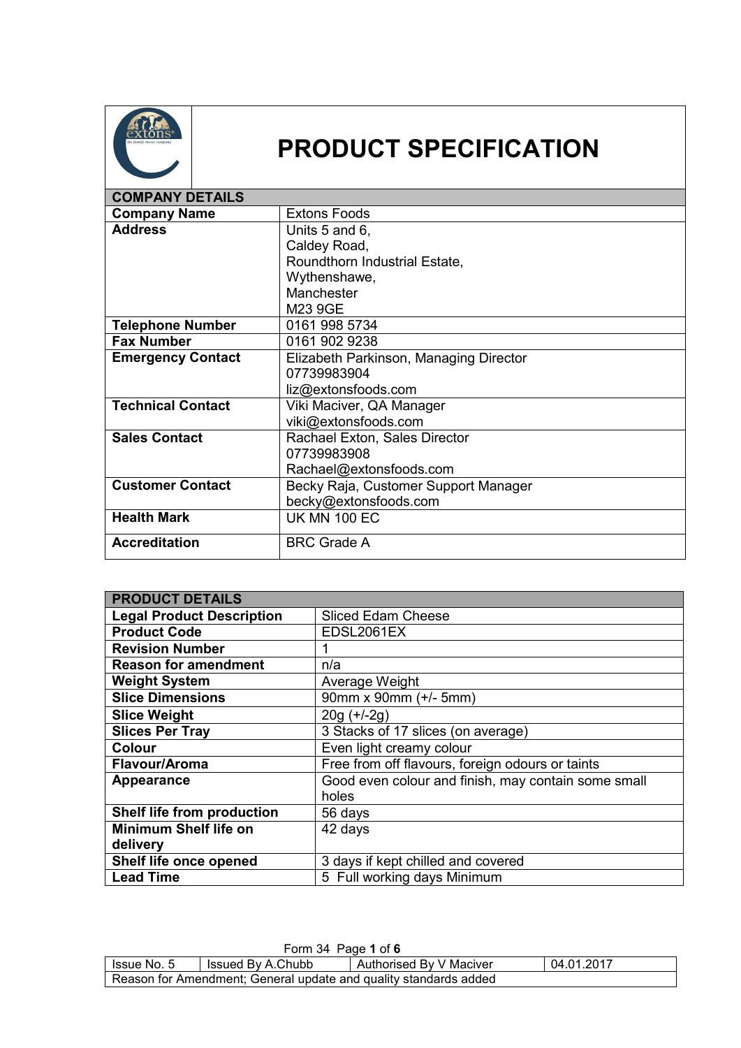# PRODUCT SPECIFICATION

| COMPANY DETAILS | |
|---|---|
| **Company Name** | Extons Foods |
| **Address** | Units 5 and 6,<br>Caldey Road,<br>Roundthorn Industrial Estate,<br>Wythenshawe,<br>Manchester<br>M23 9GE |
| **Telephone Number** | 0161 998 5734 |
| **Fax Number** | 0161 902 9238 |
| **Emergency Contact** | Elizabeth Parkinson, Managing Director<br>07739983904<br>liz@extonsfoods.com |
| **Technical Contact** | Viki Maciver, QA Manager<br>viki@extonsfoods.com |
| **Sales Contact** | Rachael Exton, Sales Director<br>07739983908<br>Rachael@extonsfoods.com |
| **Customer Contact** | Becky Raja, Customer Support Manager<br>becky@extonsfoods.com |
| **Health Mark** | UK MN 100 EC |
| **Accreditation** | BRC Grade A |

| PRODUCT DETAILS | |
|---|---|
| **Legal Product Description** | Sliced Edam Cheese |
| **Product Code** | EDSL2061EX |
| **Revision Number** | 1 |
| **Reason for amendment** | n/a |
| **Weight System** | Average Weight |
| **Slice Dimensions** | 90mm x 90mm (+/- 5mm) |
| **Slice Weight** | 20g (+/-2g) |
| **Slices Per Tray** | 3 Stacks of 17 slices (on average) |
| **Colour** | Even light creamy colour |
| **Flavour/Aroma** | Free from off flavours, foreign odours or taints |
| **Appearance** | Good even colour and finish, may contain some small holes |
| **Shelf life from production** | 56 days |
| **Minimum Shelf life on delivery** | 42 days |
| **Shelf life once opened** | 3 days if kept chilled and covered |
| **Lead Time** | 5 Full working days Minimum |

Form 34

| Issue No. 5 | Issued By A.Chubb | Authorised By V Maciver | 04.01.2017 |
|---|---|---|---|
| Reason for Amendment; General update and quality standards added | | | |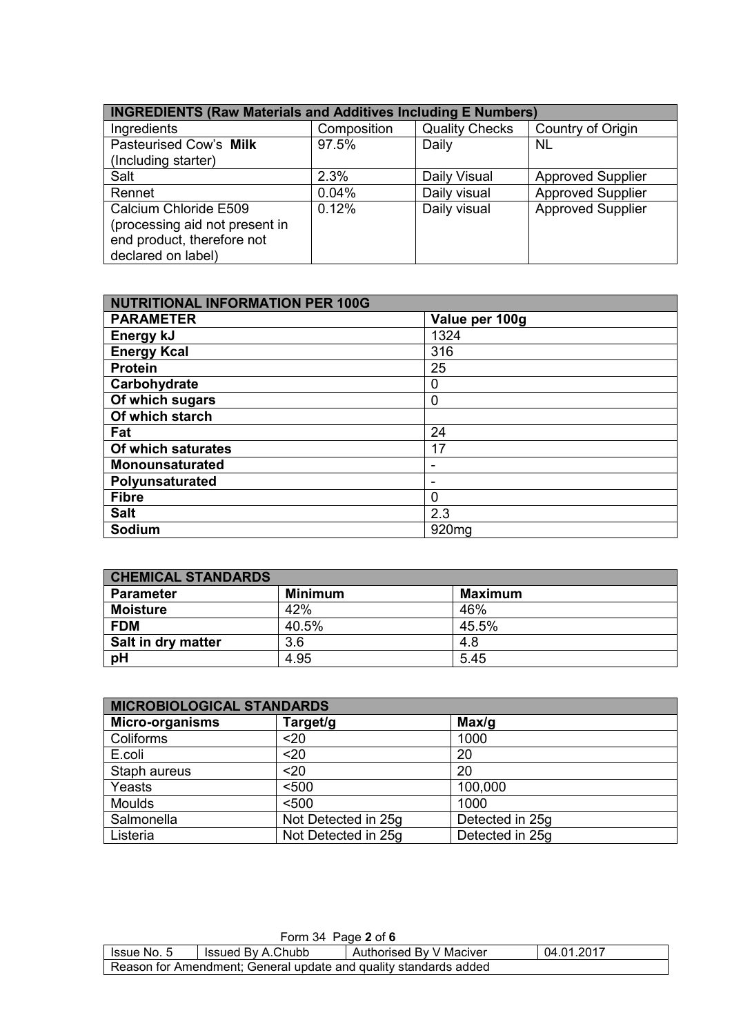| INGREDIENTS (Raw Materials and Additives Including E Numbers) | | | |
|---|---|---|---|
| Ingredients | Composition | Quality Checks | Country of Origin |
| Pasteurised Cow's **Milk** (Including starter) | 97.5% | Daily | NL |
| Salt | 2.3% | Daily Visual | Approved Supplier |
| Rennet | 0.04% | Daily visual | Approved Supplier |
| Calcium Chloride E509 (processing aid not present in end product, therefore not declared on label) | 0.12% | Daily visual | Approved Supplier |

| NUTRITIONAL INFORMATION PER 100G | |
|---|---|
| **PARAMETER** | **Value per 100g** |
| **Energy kJ** | 1324 |
| **Energy Kcal** | 316 |
| **Protein** | 25 |
| **Carbohydrate** | 0 |
| **Of which sugars** | 0 |
| **Of which starch** | |
| **Fat** | 24 |
| **Of which saturates** | 17 |
| **Monounsaturated** | - |
| **Polyunsaturated** | - |
| **Fibre** | 0 |
| **Salt** | 2.3 |
| **Sodium** | 920mg |

| CHEMICAL STANDARDS | | |
|---|---|---|
| **Parameter** | **Minimum** | **Maximum** |
| **Moisture** | 42% | 46% |
| **FDM** | 40.5% | 45.5% |
| **Salt in dry matter** | 3.6 | 4.8 |
| **pH** | 4.95 | 5.45 |

| MICROBIOLOGICAL STANDARDS | | |
|---|---|---|
| **Micro-organisms** | **Target/g** | **Max/g** |
| Coliforms | <20 | 1000 |
| E.coli | <20 | 20 |
| Staph aureus | <20 | 20 |
| Yeasts | <500 | 100,000 |
| Moulds | <500 | 1000 |
| Salmonella | Not Detected in 25g | Detected in 25g |
| Listeria | Not Detected in 25g | Detected in 25g |

Form 34

| Issue No. 5 | Issued By A.Chubb | Authorised By V Maciver | 04.01.2017 |
|---|---|---|---|
| Reason for Amendment; General update and quality standards added | | | |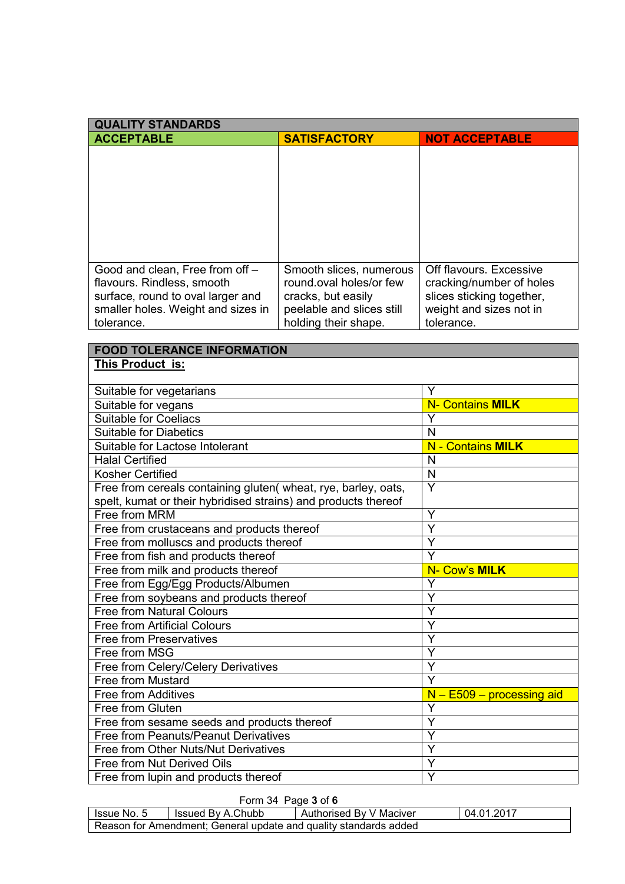| QUALITY STANDARDS | | |
|---|---|---|
| **ACCEPTABLE** | **SATISFACTORY** | **NOT ACCEPTABLE** |
| Good and clean, Free from off – flavours. Rindless, smooth surface, round to oval larger and smaller holes. Weight and sizes in tolerance. | Smooth slices, numerous round.oval holes/or few cracks, but easily peelable and slices still holding their shape. | Off flavours. Excessive cracking/number of holes slices sticking together, weight and sizes not in tolerance. |

| FOOD TOLERANCE INFORMATION | |
|---|---|
| **This Product is:** | |
| Suitable for vegetarians | Y |
| Suitable for vegans | N- Contains **MILK** |
| Suitable for Coeliacs | Y |
| Suitable for Diabetics | N |
| Suitable for Lactose Intolerant | N - Contains **MILK** |
| Halal Certified | N |
| Kosher Certified | N |
| Free from cereals containing gluten( wheat, rye, barley, oats, spelt, kumat or their hybridised strains) and products thereof | Y |
| Free from MRM | Y |
| Free from crustaceans and products thereof | Y |
| Free from molluscs and products thereof | Y |
| Free from fish and products thereof | Y |
| Free from milk and products thereof | N- Cow's **MILK** |
| Free from Egg/Egg Products/Albumen | Y |
| Free from soybeans and products thereof | Y |
| Free from Natural Colours | Y |
| Free from Artificial Colours | Y |
| Free from Preservatives | Y |
| Free from MSG | Y |
| Free from Celery/Celery Derivatives | Y |
| Free from Mustard | Y |
| Free from Additives | N – E509 – processing aid |
| Free from Gluten | Y |
| Free from sesame seeds and products thereof | Y |
| Free from Peanuts/Peanut Derivatives | Y |
| Free from Other Nuts/Nut Derivatives | Y |
| Free from Nut Derived Oils | Y |
| Free from lupin and products thereof | Y |

Form 34

| Issue No. 5 | Issued By A.Chubb | Authorised By V Maciver | 04.01.2017 |
|---|---|---|---|
| Reason for Amendment; General update and quality standards added | | | |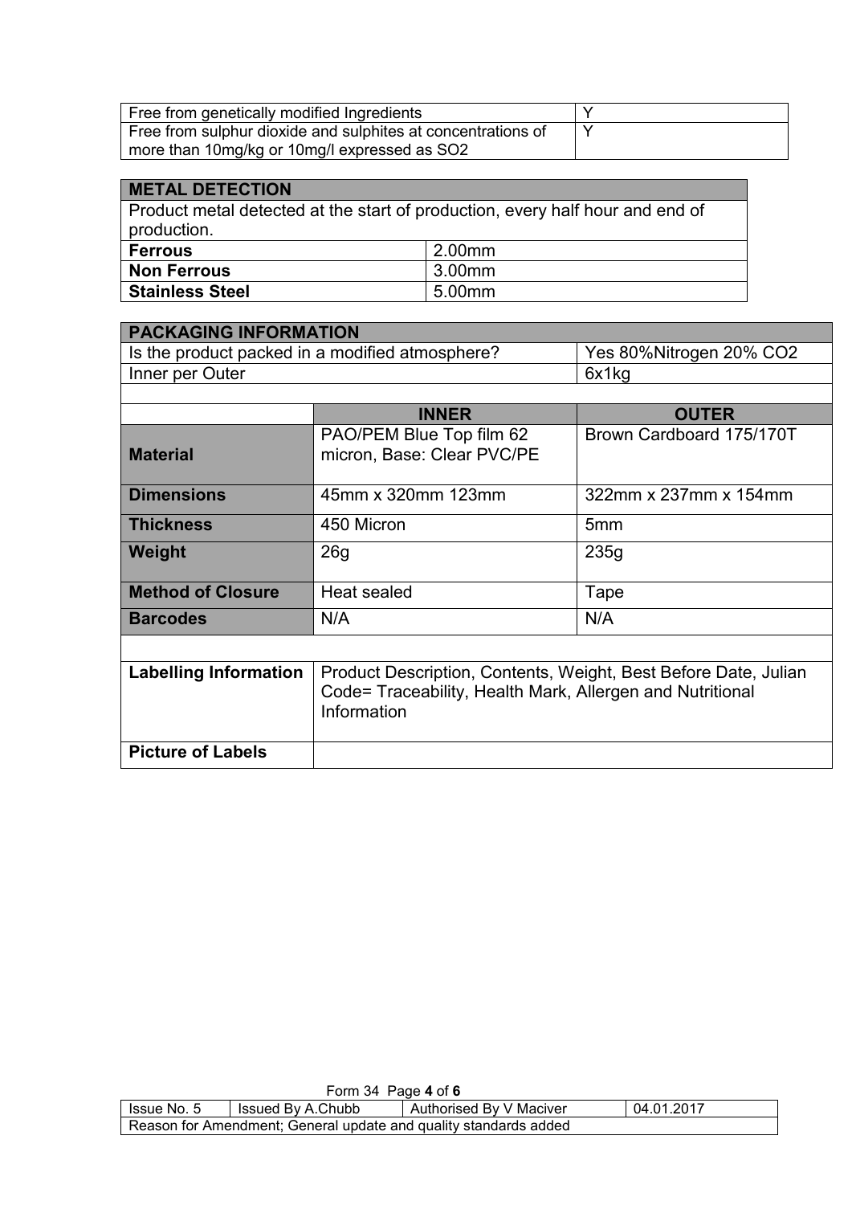| Free from genetically modified Ingredients | Y |
|---|---|
| Free from sulphur dioxide and sulphites at concentrations of more than 10mg/kg or 10mg/l expressed as $SO_2$ | Y |

| METAL DETECTION | |
|---|---|
| Product metal detected at the start of production, every half hour and end of production. | |
| **Ferrous** | 2.00mm |
| **Non Ferrous** | 3.00mm |
| **Stainless Steel** | 5.00mm |

| PACKAGING INFORMATION | | |
|---|---|---|
| Is the product packed in a modified atmosphere? | | Yes 80%Nitrogen 20% $CO_2$ |
| Inner per Outer | | 6x1kg |
| | **INNER** | **OUTER** |
| **Material** | PAO/PEM Blue Top film 62 micron, Base: Clear PVC/PE | Brown Cardboard 175/170T |
| **Dimensions** | 45mm x 320mm 123mm | 322mm x 237mm x 154mm |
| **Thickness** | 450 Micron | 5mm |
| **Weight** | 26g | 235g |
| **Method of Closure** | Heat sealed | Tape |
| **Barcodes** | N/A | N/A |
| **Labelling Information** | Product Description, Contents, Weight, Best Before Date, Julian Code= Traceability, Health Mark, Allergen and Nutritional Information | |
| **Picture of Labels** | | |

| Issue No. 5 | Issued By A.Chubb | Authorised By V Maciver | 04.01.2017 |
|---|---|---|---|
| Reason for Amendment; General update and quality standards added | | | |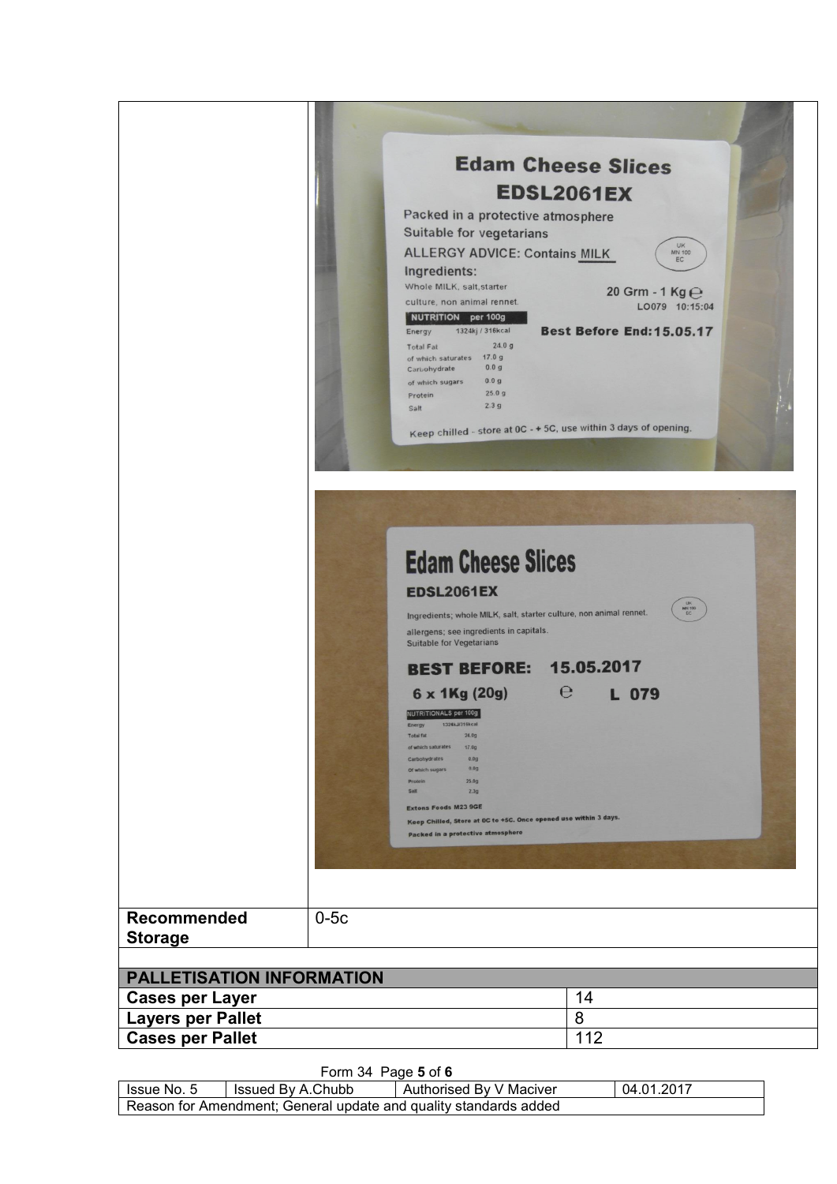| | |
|---|---|
| | Edam Cheese Slices<br>EDSL2061EX<br>Packed in a protective atmosphere<br>Suitable for vegetarians<br>ALLERGY ADVICE: Contains MILK<br>Ingredients:<br>Whole MILK, salt,starter culture, non animal rennet.<br>NUTRITION per 100g<br>Energy 1324kj / 316kcal<br>Total Fat 24.0 g<br>of which saturates 17.0 g<br>Carbohydrate 0.0 g<br>of which sugars 0.0 g<br>Protein 25.0 g<br>Salt 2.3 g<br>20 Grm - 1 Kg ℮<br>LO079 10:15:04<br>Best Before End:15.05.17<br>Keep chilled - store at 0C - + 5C, use within 3 days of opening.<br><br>Edam Cheese Slices<br>EDSL2061EX<br>Ingredients; whole MILK, salt, starter culture, non animal rennet.<br>allergens; see ingredients in capitals.<br>Suitable for Vegetarians<br>BEST BEFORE: 15.05.2017<br>6 x 1Kg (20g) ℮ L 079<br>NUTRITIONALS per 100g<br>Energy 1324kJ/316kcal<br>Total fat 24.0g<br>of which saturates 17.0g<br>Carbohydrates 0.0g<br>Of which sugars 0.0g<br>Protein 25.0g<br>Salt 2.3g<br>Extons Foods M23 9GE<br>Keep Chilled, Store at 0C to +5C. Once opened use within 3 days.<br>Packed in a protective atmosphere |
| **Recommended Storage** | 0-5c |

| **PALLETISATION INFORMATION** | |
|---|---|
| **Cases per Layer** | 14 |
| **Layers per Pallet** | 8 |
| **Cases per Pallet** | 112 |

| Issue No. 5 | Issued By A.Chubb | Authorised By V Maciver | 04.01.2017 |
|---|---|---|---|
| Reason for Amendment; General update and quality standards added | | | |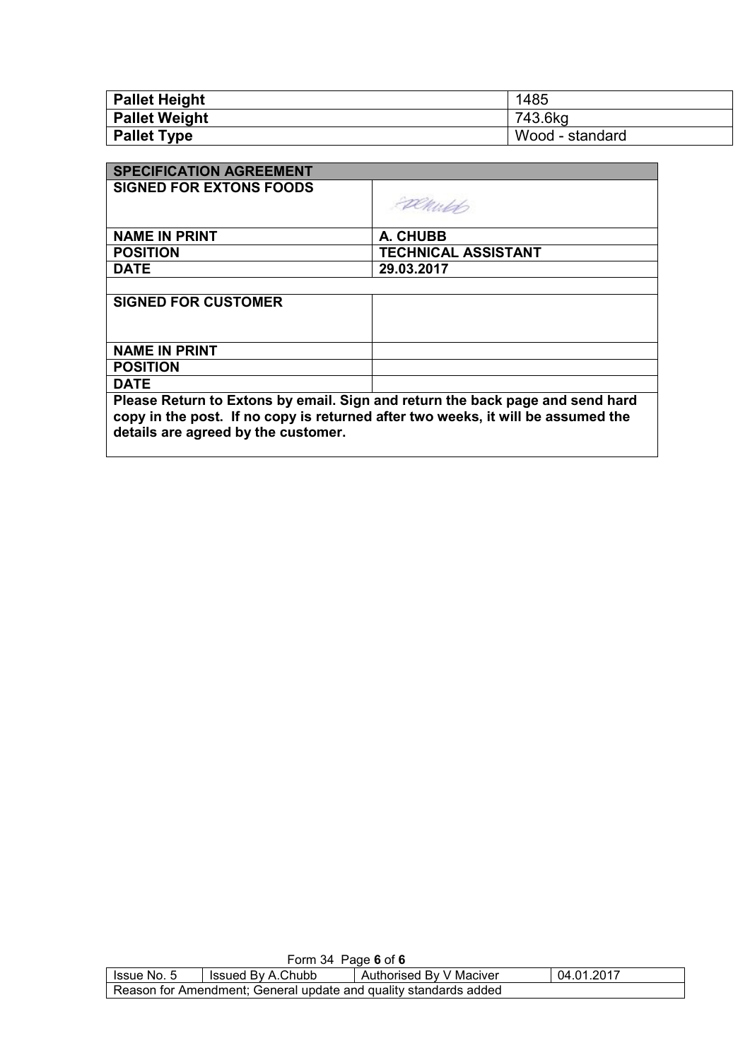| | |
|---|---|
| **Pallet Height** | 1485 |
| **Pallet Weight** | 743.6kg |
| **Pallet Type** | Wood - standard |

| **SPECIFICATION AGREEMENT** | |
|---|---|
| **SIGNED FOR EXTONS FOODS** | |
| **NAME IN PRINT** | **A. CHUBB** |
| **POSITION** | **TECHNICAL ASSISTANT** |
| **DATE** | **29.03.2017** |
| | |
| **SIGNED FOR CUSTOMER** | |
| **NAME IN PRINT** | |
| **POSITION** | |
| **DATE** | |
| **Please Return to Extons by email. Sign and return the back page and send hard copy in the post. If no copy is returned after two weeks, it will be assumed the details are agreed by the customer.** | |